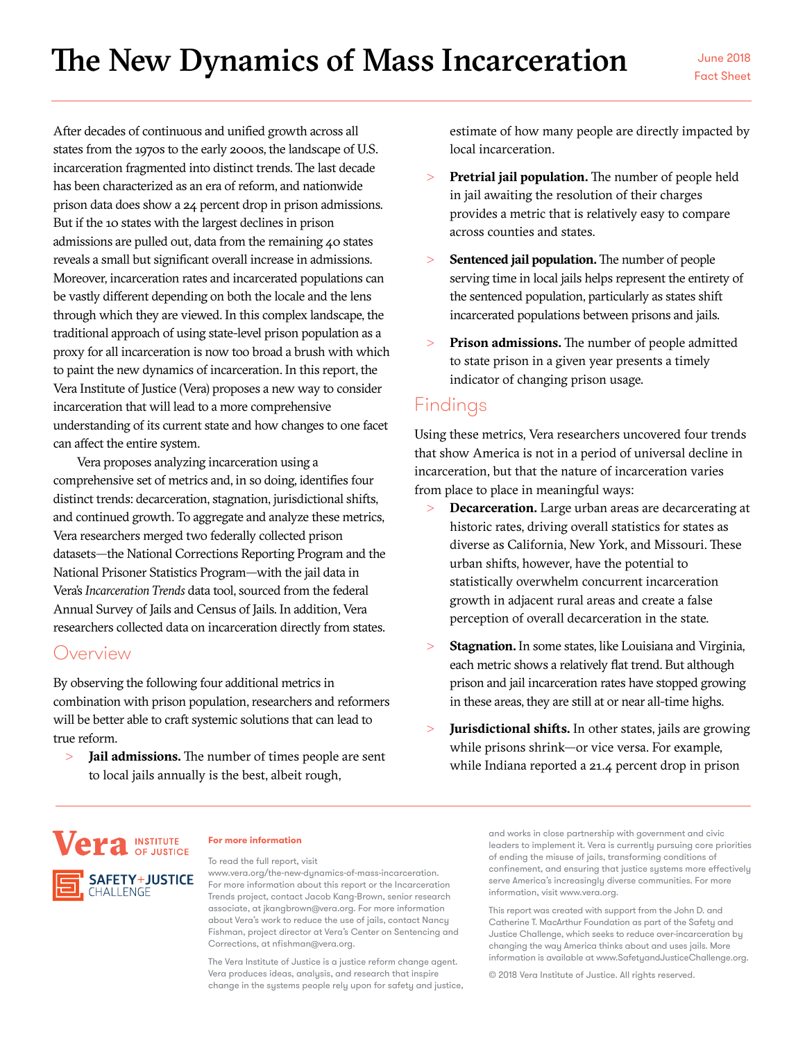# The New Dynamics of Mass Incarceration

June 2018
Fact Sheet

After decades of continuous and unified growth across all states from the 1970s to the early 2000s, the landscape of U.S. incarceration fragmented into distinct trends. The last decade has been characterized as an era of reform, and nationwide prison data does show a 24 percent drop in prison admissions. But if the 10 states with the largest declines in prison admissions are pulled out, data from the remaining 40 states reveals a small but significant overall increase in admissions. Moreover, incarceration rates and incarcerated populations can be vastly different depending on both the locale and the lens through which they are viewed. In this complex landscape, the traditional approach of using state-level prison population as a proxy for all incarceration is now too broad a brush with which to paint the new dynamics of incarceration. In this report, the Vera Institute of Justice (Vera) proposes a new way to consider incarceration that will lead to a more comprehensive understanding of its current state and how changes to one facet can affect the entire system.

Vera proposes analyzing incarceration using a comprehensive set of metrics and, in so doing, identifies four distinct trends: decarceration, stagnation, jurisdictional shifts, and continued growth. To aggregate and analyze these metrics, Vera researchers merged two federally collected prison datasets—the National Corrections Reporting Program and the National Prisoner Statistics Program—with the jail data in Vera's *Incarceration Trends* data tool, sourced from the federal Annual Survey of Jails and Census of Jails. In addition, Vera researchers collected data on incarceration directly from states.

## Overview

By observing the following four additional metrics in combination with prison population, researchers and reformers will be better able to craft systemic solutions that can lead to true reform.

- **Jail admissions.** The number of times people are sent to local jails annually is the best, albeit rough, estimate of how many people are directly impacted by local incarceration.
- **Pretrial jail population.** The number of people held in jail awaiting the resolution of their charges provides a metric that is relatively easy to compare across counties and states.
- **Sentenced jail population.** The number of people serving time in local jails helps represent the entirety of the sentenced population, particularly as states shift incarcerated populations between prisons and jails.
- **Prison admissions.** The number of people admitted to state prison in a given year presents a timely indicator of changing prison usage.

## Findings

Using these metrics, Vera researchers uncovered four trends that show America is not in a period of universal decline in incarceration, but that the nature of incarceration varies from place to place in meaningful ways:

- **Decarceration.** Large urban areas are decarcerating at historic rates, driving overall statistics for states as diverse as California, New York, and Missouri. These urban shifts, however, have the potential to statistically overwhelm concurrent incarceration growth in adjacent rural areas and create a false perception of overall decarceration in the state.
- **Stagnation.** In some states, like Louisiana and Virginia, each metric shows a relatively flat trend. But although prison and jail incarceration rates have stopped growing in these areas, they are still at or near all-time highs.
- **Jurisdictional shifts.** In other states, jails are growing while prisons shrink—or vice versa. For example, while Indiana reported a 21.4 percent drop in prison

Vera INSTITUTE OF JUSTICE

SAFETY+JUSTICE CHALLENGE

**For more information**

To read the full report, visit www.vera.org/the-new-dynamics-of-mass-incarceration. For more information about this report or the Incarceration Trends project, contact Jacob Kang-Brown, senior research associate, at jkangbrown@vera.org. For more information about Vera's work to reduce the use of jails, contact Nancy Fishman, project director at Vera's Center on Sentencing and Corrections, at nfishman@vera.org.

The Vera Institute of Justice is a justice reform change agent. Vera produces ideas, analysis, and research that inspire change in the systems people rely upon for safety and justice, and works in close partnership with government and civic leaders to implement it. Vera is currently pursuing core priorities of ending the misuse of jails, transforming conditions of confinement, and ensuring that justice systems more effectively serve America's increasingly diverse communities. For more information, visit www.vera.org.

This report was created with support from the John D. and Catherine T. MacArthur Foundation as part of the Safety and Justice Challenge, which seeks to reduce over-incarceration by changing the way America thinks about and uses jails. More information is available at www.SafetyandJusticeChallenge.org.

© 2018 Vera Institute of Justice. All rights reserved.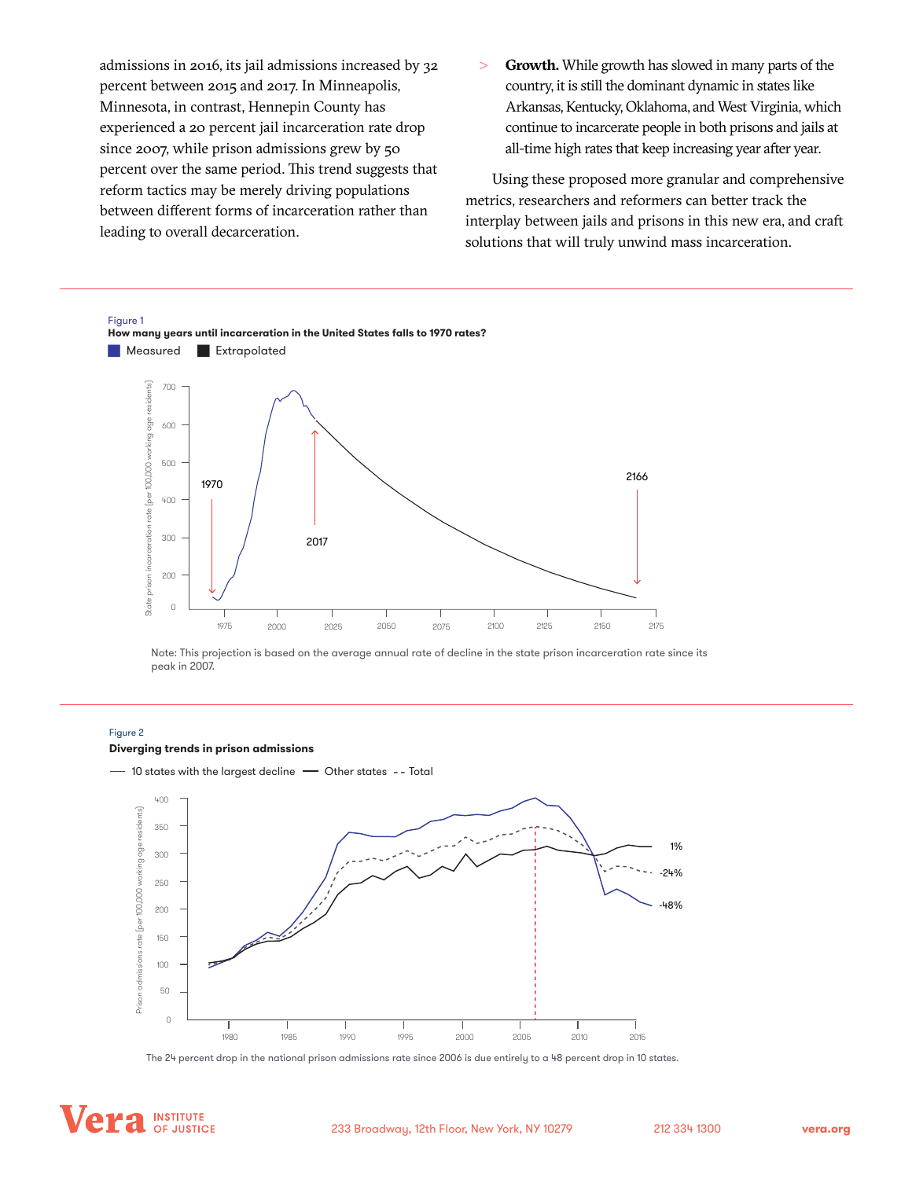admissions in 2016, its jail admissions increased by 32 percent between 2015 and 2017. In Minneapolis, Minnesota, in contrast, Hennepin County has experienced a 20 percent jail incarceration rate drop since 2007, while prison admissions grew by 50 percent over the same period. This trend suggests that reform tactics may be merely driving populations between different forms of incarceration rather than leading to overall decarceration.

> **Growth.** While growth has slowed in many parts of the country, it is still the dominant dynamic in states like Arkansas, Kentucky, Oklahoma, and West Virginia, which continue to incarcerate people in both prisons and jails at all-time high rates that keep increasing year after year.

Using these proposed more granular and comprehensive metrics, researchers and reformers can better track the interplay between jails and prisons in this new era, and craft solutions that will truly unwind mass incarceration.

Figure 1

**How many years until incarceration in the United States falls to 1970 rates?**

Measured    Extrapolated

State prison incarceration rate (per 100,000 working age residents)

700
600
500
400
300
200
0

1975 2000 2025 2050 2075 2100 2125 2150 2175

1970
2017
2166

Note: This projection is based on the average annual rate of decline in the state prison incarceration rate since its peak in 2007.

Figure 2

**Diverging trends in prison admissions**

10 states with the largest decline    Other states    Total

Prison admissions rate (per 100,000 working age residents)

400
350
300
250
200
150
100
50
0

1980 1985 1990 1995 2000 2005 2010 2015

1%
-24%
-48%

The 24 percent drop in the national prison admissions rate since 2006 is due entirely to a 48 percent drop in 10 states.